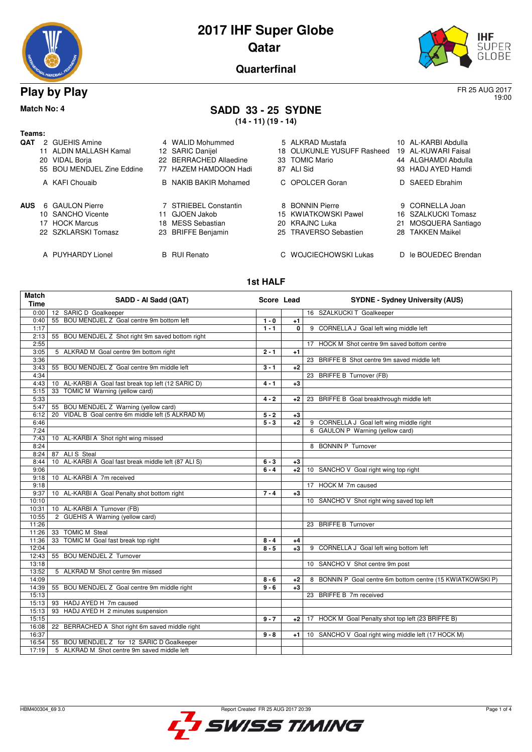# 2017 IHF Super Globe

## Qatar

### Quarterfinal

## Play by Play

FR 25 AUG 2017
19:00

**Match No: 4**

## SADD 33 - 25 SYDNE

**(14 - 11) (19 - 14)**

**Teams:**

**QAT**

| | | | |
|---|---|---|---|
| 2 GUEHIS Amine | 4 WALID Mohummed | 5 ALKRAD Mustafa | 10 AL-KARBI Abdulla |
| 11 ALDIN MALLASH Kamal | 12 SARIC Danijel | 18 OLUKUNLE YUSUFF Rasheed | 19 AL-KUWARI Faisal |
| 20 VIDAL Borja | 22 BERRACHED Allaedine | 33 TOMIC Mario | 44 ALGHAMDI Abdulla |
| 55 BOU MENDJEL Zine Eddine | 77 HAZEM HAMDOON Hadi | 87 ALI Sid | 93 HADJ AYED Hamdi |
| A KAFI Chouaib | B NAKIB BAKIR Mohamed | C OPOLCER Goran | D SAEED Ebrahim |

**AUS**

| | | | |
|---|---|---|---|
| 6 GAULON Pierre | 7 STRIEBEL Constantin | 8 BONNIN Pierre | 9 CORNELLA Joan |
| 10 SANCHO Vicente | 11 GJOEN Jakob | 15 KWIATKOWSKI Pawel | 16 SZALKUCKI Tomasz |
| 17 HOCK Marcus | 18 MESS Sebastian | 20 KRAJNC Luka | 21 MOSQUERA Santiago |
| 22 SZKLARSKI Tomasz | 23 BRIFFE Benjamin | 25 TRAVERSO Sebastien | 28 TAKKEN Maikel |
| A PUYHARDY Lionel | B RUI Renato | C WOJCIECHOWSKI Lukas | D le BOUEDEC Brendan |

### 1st HALF

| Match Time | SADD - Al Sadd (QAT) | Score | Lead | SYDNE - Sydney University (AUS) |
|---|---|---|---|---|
| 0:00 | 12 SARIC D Goalkeeper | | | 16 SZALKUCKI T Goalkeeper |
| 0:40 | 55 BOU MENDJEL Z Goal centre 9m bottom left | 1 - 0 | +1 | |
| 1:17 | | 1 - 1 | 0 | 9 CORNELLA J Goal left wing middle left |
| 2:13 | 55 BOU MENDJEL Z Shot right 9m saved bottom right | | | |
| 2:55 | | | | 17 HOCK M Shot centre 9m saved bottom centre |
| 3:05 | 5 ALKRAD M Goal centre 9m bottom right | 2 - 1 | +1 | |
| 3:36 | | | | 23 BRIFFE B Shot centre 9m saved middle left |
| 3:43 | 55 BOU MENDJEL Z Goal centre 9m middle left | 3 - 1 | +2 | |
| 4:34 | | | | 23 BRIFFE B Turnover (FB) |
| 4:43 | 10 AL-KARBI A Goal fast break top left (12 SARIC D) | 4 - 1 | +3 | |
| 5:15 | 33 TOMIC M Warning (yellow card) | | | |
| 5:33 | | 4 - 2 | +2 | 23 BRIFFE B Goal breakthrough middle left |
| 5:47 | 55 BOU MENDJEL Z Warning (yellow card) | | | |
| 6:12 | 20 VIDAL B Goal centre 6m middle left (5 ALKRAD M) | 5 - 2 | +3 | |
| 6:46 | | 5 - 3 | +2 | 9 CORNELLA J Goal left wing middle right |
| 7:24 | | | | 6 GAULON P Warning (yellow card) |
| 7:43 | 10 AL-KARBI A Shot right wing missed | | | |
| 8:24 | | | | 8 BONNIN P Turnover |
| 8:24 | 87 ALI S Steal | | | |
| 8:44 | 10 AL-KARBI A Goal fast break middle left (87 ALI S) | 6 - 3 | +3 | |
| 9:06 | | 6 - 4 | +2 | 10 SANCHO V Goal right wing top right |
| 9:18 | 10 AL-KARBI A 7m received | | | |
| 9:18 | | | | 17 HOCK M 7m caused |
| 9:37 | 10 AL-KARBI A Goal Penalty shot bottom right | 7 - 4 | +3 | |
| 10:10 | | | | 10 SANCHO V Shot right wing saved top left |
| 10:31 | 10 AL-KARBI A Turnover (FB) | | | |
| 10:55 | 2 GUEHIS A Warning (yellow card) | | | |
| 11:26 | | | | 23 BRIFFE B Turnover |
| 11:26 | 33 TOMIC M Steal | | | |
| 11:36 | 33 TOMIC M Goal fast break top right | 8 - 4 | +4 | |
| 12:04 | | 8 - 5 | +3 | 9 CORNELLA J Goal left wing bottom left |
| 12:43 | 55 BOU MENDJEL Z Turnover | | | |
| 13:18 | | | | 10 SANCHO V Shot centre 9m post |
| 13:52 | 5 ALKRAD M Shot centre 9m missed | | | |
| 14:09 | | 8 - 6 | +2 | 8 BONNIN P Goal centre 6m bottom centre (15 KWIATKOWSKI P) |
| 14:39 | 55 BOU MENDJEL Z Goal centre 9m middle right | 9 - 6 | +3 | |
| 15:13 | | | | 23 BRIFFE B 7m received |
| 15:13 | 93 HADJ AYED H 7m caused | | | |
| 15:13 | 93 HADJ AYED H 2 minutes suspension | | | |
| 15:15 | | 9 - 7 | +2 | 17 HOCK M Goal Penalty shot top left (23 BRIFFE B) |
| 16:08 | 22 BERRACHED A Shot right 6m saved middle right | | | |
| 16:37 | | 9 - 8 | +1 | 10 SANCHO V Goal right wing middle left (17 HOCK M) |
| 16:54 | 55 BOU MENDJEL Z for 12 SARIC D Goalkeeper | | | |
| 17:19 | 5 ALKRAD M Shot centre 9m saved middle left | | | |

HBM400304_69 3.0 Report Created FR 25 AUG 2017 20:39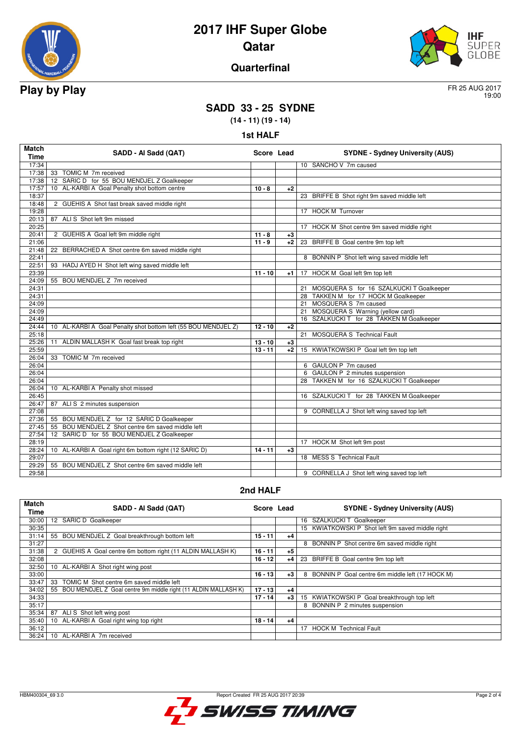# 2017 IHF Super Globe
## Qatar
### Quarterfinal

**Play by Play**

FR 25 AUG 2017
19:00

## SADD 33 - 25 SYDNE
**(14 - 11) (19 - 14)**

### 1st HALF

| Match Time | SADD - Al Sadd (QAT) | Score | Lead | SYDNE - Sydney University (AUS) |
|---|---|---|---|---|
| 17:34 | | | | 10 SANCHO V 7m caused |
| 17:38 | 33 TOMIC M 7m received | | | |
| 17:38 | 12 SARIC D for 55 BOU MENDJEL Z Goalkeeper | | | |
| 17:57 | 10 AL-KARBI A Goal Penalty shot bottom centre | 10 - 8 | +2 | |
| 18:37 | | | | 23 BRIFFE B Shot right 9m saved middle left |
| 18:48 | 2 GUEHIS A Shot fast break saved middle right | | | |
| 19:28 | | | | 17 HOCK M Turnover |
| 20:13 | 87 ALI S Shot left 9m missed | | | |
| 20:25 | | | | 17 HOCK M Shot centre 9m saved middle right |
| 20:41 | 2 GUEHIS A Goal left 9m middle right | 11 - 8 | +3 | |
| 21:06 | | 11 - 9 | +2 | 23 BRIFFE B Goal centre 9m top left |
| 21:48 | 22 BERRACHED A Shot centre 6m saved middle right | | | |
| 22:41 | | | | 8 BONNIN P Shot left wing saved middle left |
| 22:51 | 93 HADJ AYED H Shot left wing saved middle left | | | |
| 23:39 | | 11 - 10 | +1 | 17 HOCK M Goal left 9m top left |
| 24:09 | 55 BOU MENDJEL Z 7m received | | | |
| 24:31 | | | | 21 MOSQUERA S for 16 SZALKUCKI T Goalkeeper |
| 24:31 | | | | 28 TAKKEN M for 17 HOCK M Goalkeeper |
| 24:09 | | | | 21 MOSQUERA S 7m caused |
| 24:09 | | | | 21 MOSQUERA S Warning (yellow card) |
| 24:49 | | | | 16 SZALKUCKI T for 28 TAKKEN M Goalkeeper |
| 24:44 | 10 AL-KARBI A Goal Penalty shot bottom left (55 BOU MENDJEL Z) | 12 - 10 | +2 | |
| 25:18 | | | | 21 MOSQUERA S Technical Fault |
| 25:26 | 11 ALDIN MALLASH K Goal fast break top right | 13 - 10 | +3 | |
| 25:59 | | 13 - 11 | +2 | 15 KWIATKOWSKI P Goal left 9m top left |
| 26:04 | 33 TOMIC M 7m received | | | |
| 26:04 | | | | 6 GAULON P 7m caused |
| 26:04 | | | | 6 GAULON P 2 minutes suspension |
| 26:04 | | | | 28 TAKKEN M for 16 SZALKUCKI T Goalkeeper |
| 26:04 | 10 AL-KARBI A Penalty shot missed | | | |
| 26:45 | | | | 16 SZALKUCKI T for 28 TAKKEN M Goalkeeper |
| 26:47 | 87 ALI S 2 minutes suspension | | | |
| 27:08 | | | | 9 CORNELLA J Shot left wing saved top left |
| 27:36 | 55 BOU MENDJEL Z for 12 SARIC D Goalkeeper | | | |
| 27:45 | 55 BOU MENDJEL Z Shot centre 6m saved middle left | | | |
| 27:54 | 12 SARIC D for 55 BOU MENDJEL Z Goalkeeper | | | |
| 28:19 | | | | 17 HOCK M Shot left 9m post |
| 28:24 | 10 AL-KARBI A Goal right 6m bottom right (12 SARIC D) | 14 - 11 | +3 | |
| 29:07 | | | | 18 MESS S Technical Fault |
| 29:29 | 55 BOU MENDJEL Z Shot centre 6m saved middle left | | | |
| 29:58 | | | | 9 CORNELLA J Shot left wing saved top left |

### 2nd HALF

| Match Time | SADD - Al Sadd (QAT) | Score | Lead | SYDNE - Sydney University (AUS) |
|---|---|---|---|---|
| 30:00 | 12 SARIC D Goalkeeper | | | 16 SZALKUCKI T Goalkeeper |
| 30:35 | | | | 15 KWIATKOWSKI P Shot left 9m saved middle right |
| 31:14 | 55 BOU MENDJEL Z Goal breakthrough bottom left | 15 - 11 | +4 | |
| 31:27 | | | | 8 BONNIN P Shot centre 6m saved middle right |
| 31:38 | 2 GUEHIS A Goal centre 6m bottom right (11 ALDIN MALLASH K) | 16 - 11 | +5 | |
| 32:08 | | 16 - 12 | +4 | 23 BRIFFE B Goal centre 9m top left |
| 32:50 | 10 AL-KARBI A Shot right wing post | | | |
| 33:00 | | 16 - 13 | +3 | 8 BONNIN P Goal centre 6m middle left (17 HOCK M) |
| 33:47 | 33 TOMIC M Shot centre 6m saved middle left | | | |
| 34:02 | 55 BOU MENDJEL Z Goal centre 9m middle right (11 ALDIN MALLASH K) | 17 - 13 | +4 | |
| 34:33 | | 17 - 14 | +3 | 15 KWIATKOWSKI P Goal breakthrough top left |
| 35:17 | | | | 8 BONNIN P 2 minutes suspension |
| 35:34 | 87 ALI S Shot left wing post | | | |
| 35:40 | 10 AL-KARBI A Goal right wing top right | 18 - 14 | +4 | |
| 36:12 | | | | 17 HOCK M Technical Fault |
| 36:24 | 10 AL-KARBI A 7m received | | | |

HBM400304_69 3.0 Report Created FR 25 AUG 2017 20:39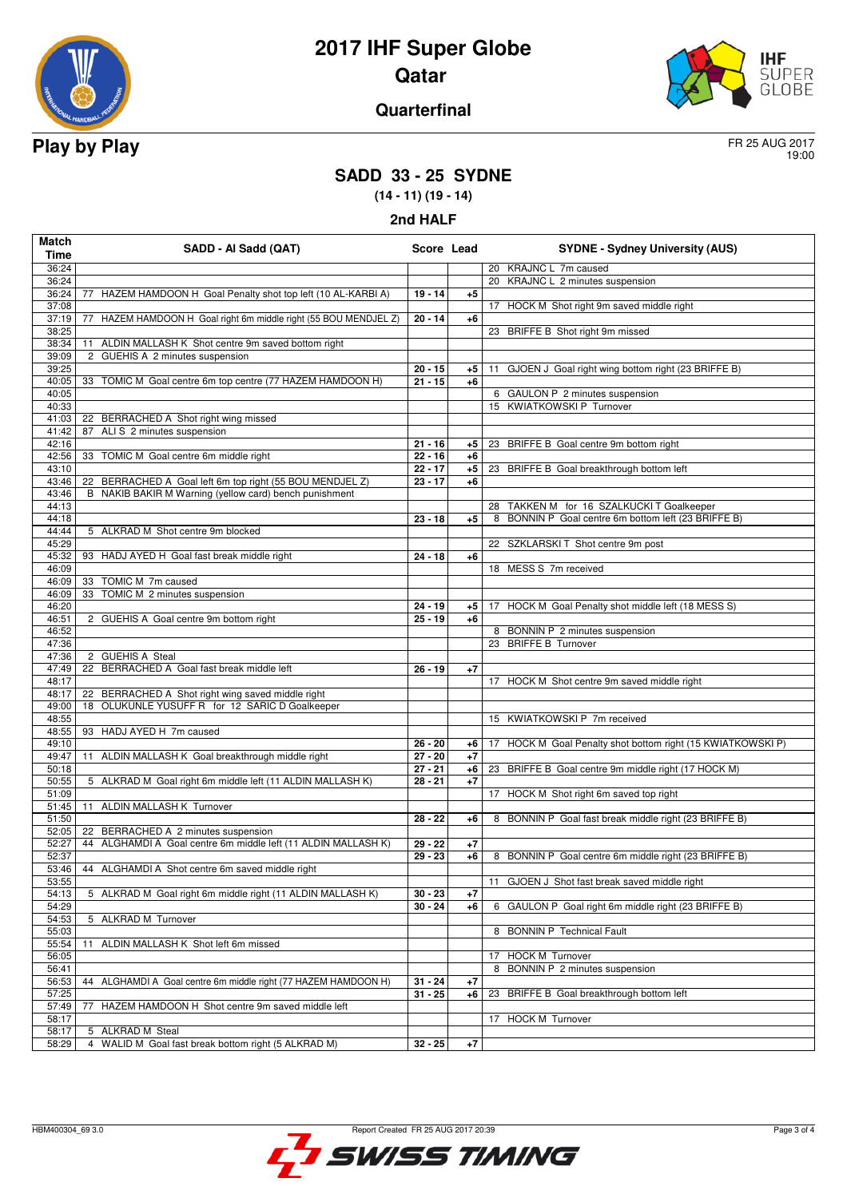# 2017 IHF Super Globe

## Qatar

### Quarterfinal

**Play by Play**

FR 25 AUG 2017
19:00

## SADD 33 - 25 SYDNE

**(14 - 11) (19 - 14)**

### 2nd HALF

| Match Time | SADD - Al Sadd (QAT) | Score | Lead | SYDNE - Sydney University (AUS) |
|---|---|---|---|---|
| 36:24 | | | | 20 KRAJNC L 7m caused |
| 36:24 | | | | 20 KRAJNC L 2 minutes suspension |
| 36:24 | 77 HAZEM HAMDOON H Goal Penalty shot top left (10 AL-KARBI A) | 19 - 14 | +5 | |
| 37:08 | | | | 17 HOCK M Shot right 9m saved middle right |
| 37:19 | 77 HAZEM HAMDOON H Goal right 6m middle right (55 BOU MENDJEL Z) | 20 - 14 | +6 | |
| 38:25 | | | | 23 BRIFFE B Shot right 9m missed |
| 38:34 | 11 ALDIN MALLASH K Shot centre 9m saved bottom right | | | |
| 39:09 | 2 GUEHIS A 2 minutes suspension | | | |
| 39:25 | | 20 - 15 | +5 | 11 GJOEN J Goal right wing bottom right (23 BRIFFE B) |
| 40:05 | 33 TOMIC M Goal centre 6m top centre (77 HAZEM HAMDOON H) | 21 - 15 | +6 | |
| 40:05 | | | | 6 GAULON P 2 minutes suspension |
| 40:33 | | | | 15 KWIATKOWSKI P Turnover |
| 41:03 | 22 BERRACHED A Shot right wing missed | | | |
| 41:42 | 87 ALI S 2 minutes suspension | | | |
| 42:16 | | 21 - 16 | +5 | 23 BRIFFE B Goal centre 9m bottom right |
| 42:56 | 33 TOMIC M Goal centre 6m middle right | 22 - 16 | +6 | |
| 43:10 | | 22 - 17 | +5 | 23 BRIFFE B Goal breakthrough bottom left |
| 43:46 | 22 BERRACHED A Goal left 6m top right (55 BOU MENDJEL Z) | 23 - 17 | +6 | |
| 43:46 | B NAKIB BAKIR M Warning (yellow card) bench punishment | | | |
| 44:13 | | | | 28 TAKKEN M for 16 SZALKUCKI T Goalkeeper |
| 44:18 | | 23 - 18 | +5 | 8 BONNIN P Goal centre 6m bottom left (23 BRIFFE B) |
| 44:44 | 5 ALKRAD M Shot centre 9m blocked | | | |
| 45:29 | | | | 22 SZKLARSKI T Shot centre 9m post |
| 45:32 | 93 HADJ AYED H Goal fast break middle right | 24 - 18 | +6 | |
| 46:09 | | | | 18 MESS S 7m received |
| 46:09 | 33 TOMIC M 7m caused | | | |
| 46:09 | 33 TOMIC M 2 minutes suspension | | | |
| 46:20 | | 24 - 19 | +5 | 17 HOCK M Goal Penalty shot middle left (18 MESS S) |
| 46:51 | 2 GUEHIS A Goal centre 9m bottom right | 25 - 19 | +6 | |
| 46:52 | | | | 8 BONNIN P 2 minutes suspension |
| 47:36 | | | | 23 BRIFFE B Turnover |
| 47:36 | 2 GUEHIS A Steal | | | |
| 47:49 | 22 BERRACHED A Goal fast break middle left | 26 - 19 | +7 | |
| 48:17 | | | | 17 HOCK M Shot centre 9m saved middle right |
| 48:17 | 22 BERRACHED A Shot right wing saved middle right | | | |
| 49:00 | 18 OLUKUNLE YUSUFF R for 12 SARIC D Goalkeeper | | | |
| 48:55 | | | | 15 KWIATKOWSKI P 7m received |
| 48:55 | 93 HADJ AYED H 7m caused | | | |
| 49:10 | | 26 - 20 | +6 | 17 HOCK M Goal Penalty shot bottom right (15 KWIATKOWSKI P) |
| 49:47 | 11 ALDIN MALLASH K Goal breakthrough middle right | 27 - 20 | +7 | |
| 50:18 | | 27 - 21 | +6 | 23 BRIFFE B Goal centre 9m middle right (17 HOCK M) |
| 50:55 | 5 ALKRAD M Goal right 6m middle left (11 ALDIN MALLASH K) | 28 - 21 | +7 | |
| 51:09 | | | | 17 HOCK M Shot right 6m saved top right |
| 51:45 | 11 ALDIN MALLASH K Turnover | | | |
| 51:50 | | 28 - 22 | +6 | 8 BONNIN P Goal fast break middle right (23 BRIFFE B) |
| 52:05 | 22 BERRACHED A 2 minutes suspension | | | |
| 52:27 | 44 ALGHAMDI A Goal centre 6m middle left (11 ALDIN MALLASH K) | 29 - 22 | +7 | |
| 52:37 | | 29 - 23 | +6 | 8 BONNIN P Goal centre 6m middle right (23 BRIFFE B) |
| 53:46 | 44 ALGHAMDI A Shot centre 6m saved middle right | | | |
| 53:55 | | | | 11 GJOEN J Shot fast break saved middle right |
| 54:13 | 5 ALKRAD M Goal right 6m middle right (11 ALDIN MALLASH K) | 30 - 23 | +7 | |
| 54:29 | | 30 - 24 | +6 | 6 GAULON P Goal right 6m middle right (23 BRIFFE B) |
| 54:53 | 5 ALKRAD M Turnover | | | |
| 55:03 | | | | 8 BONNIN P Technical Fault |
| 55:54 | 11 ALDIN MALLASH K Shot left 6m missed | | | |
| 56:05 | | | | 17 HOCK M Turnover |
| 56:41 | | | | 8 BONNIN P 2 minutes suspension |
| 56:53 | 44 ALGHAMDI A Goal centre 6m middle right (77 HAZEM HAMDOON H) | 31 - 24 | +7 | |
| 57:25 | | 31 - 25 | +6 | 23 BRIFFE B Goal breakthrough bottom left |
| 57:49 | 77 HAZEM HAMDOON H Shot centre 9m saved middle left | | | |
| 58:17 | | | | 17 HOCK M Turnover |
| 58:17 | 5 ALKRAD M Steal | | | |
| 58:29 | 4 WALID M Goal fast break bottom right (5 ALKRAD M) | 32 - 25 | +7 | |

HBM400304_69 3.0 Report Created FR 25 AUG 2017 20:39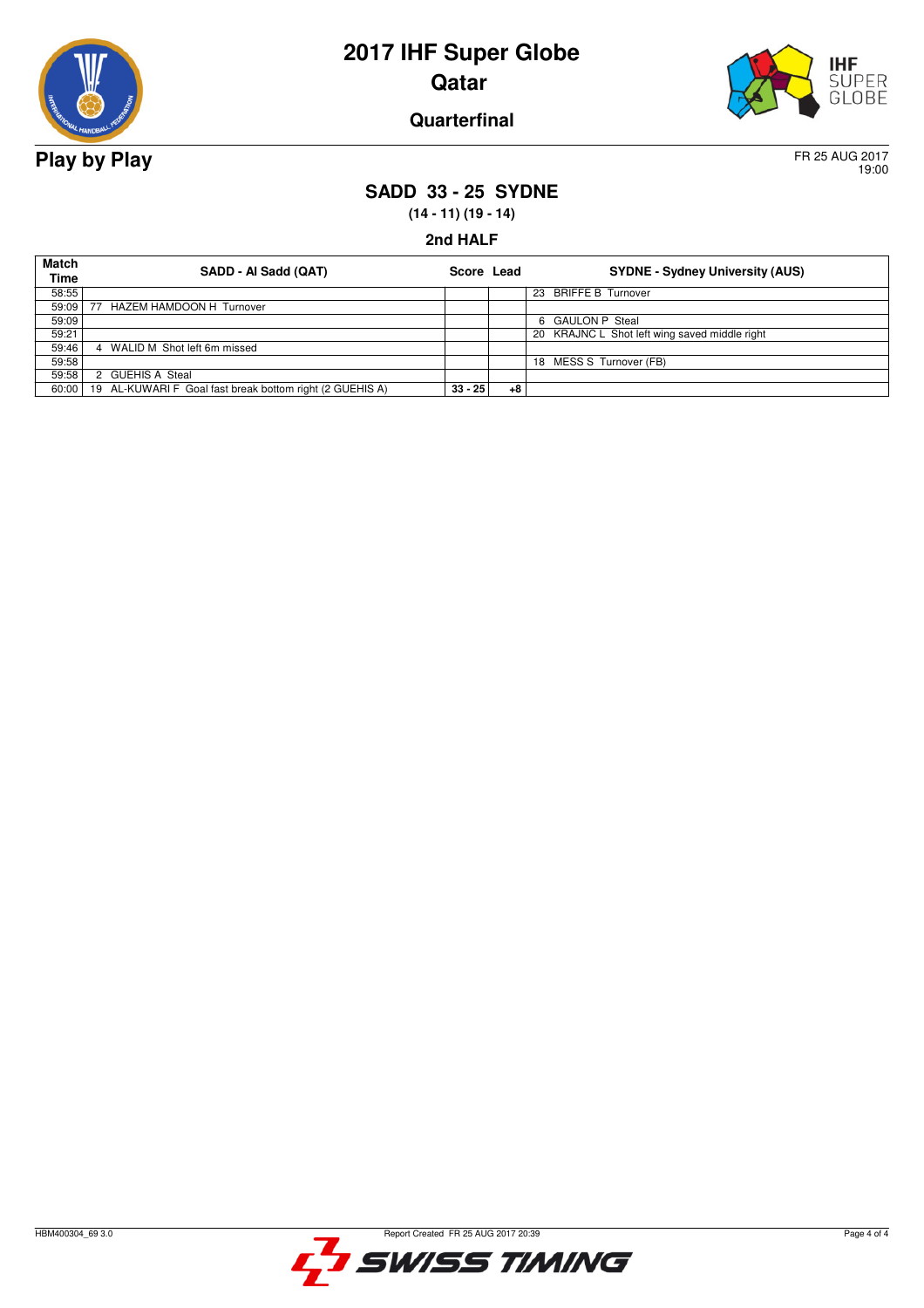# 2017 IHF Super Globe
## Qatar
### Quarterfinal

## Play by Play

FR 25 AUG 2017
19:00

### SADD 33 - 25 SYDNE
**(14 - 11) (19 - 14)**

### 2nd HALF

| Match Time | SADD - Al Sadd (QAT) | Score | Lead | SYDNE - Sydney University (AUS) |
|---|---|---|---|---|
| 58:55 | | | | 23 BRIFFE B Turnover |
| 59:09 | 77 HAZEM HAMDOON H Turnover | | | |
| 59:09 | | | | 6 GAULON P Steal |
| 59:21 | | | | 20 KRAJNC L Shot left wing saved middle right |
| 59:46 | 4 WALID M Shot left 6m missed | | | |
| 59:58 | | | | 18 MESS S Turnover (FB) |
| 59:58 | 2 GUEHIS A Steal | | | |
| 60:00 | 19 AL-KUWARI F Goal fast break bottom right (2 GUEHIS A) | **33 - 25** | **+8** | |

HBM400304_69 3.0 Report Created FR 25 AUG 2017 20:39